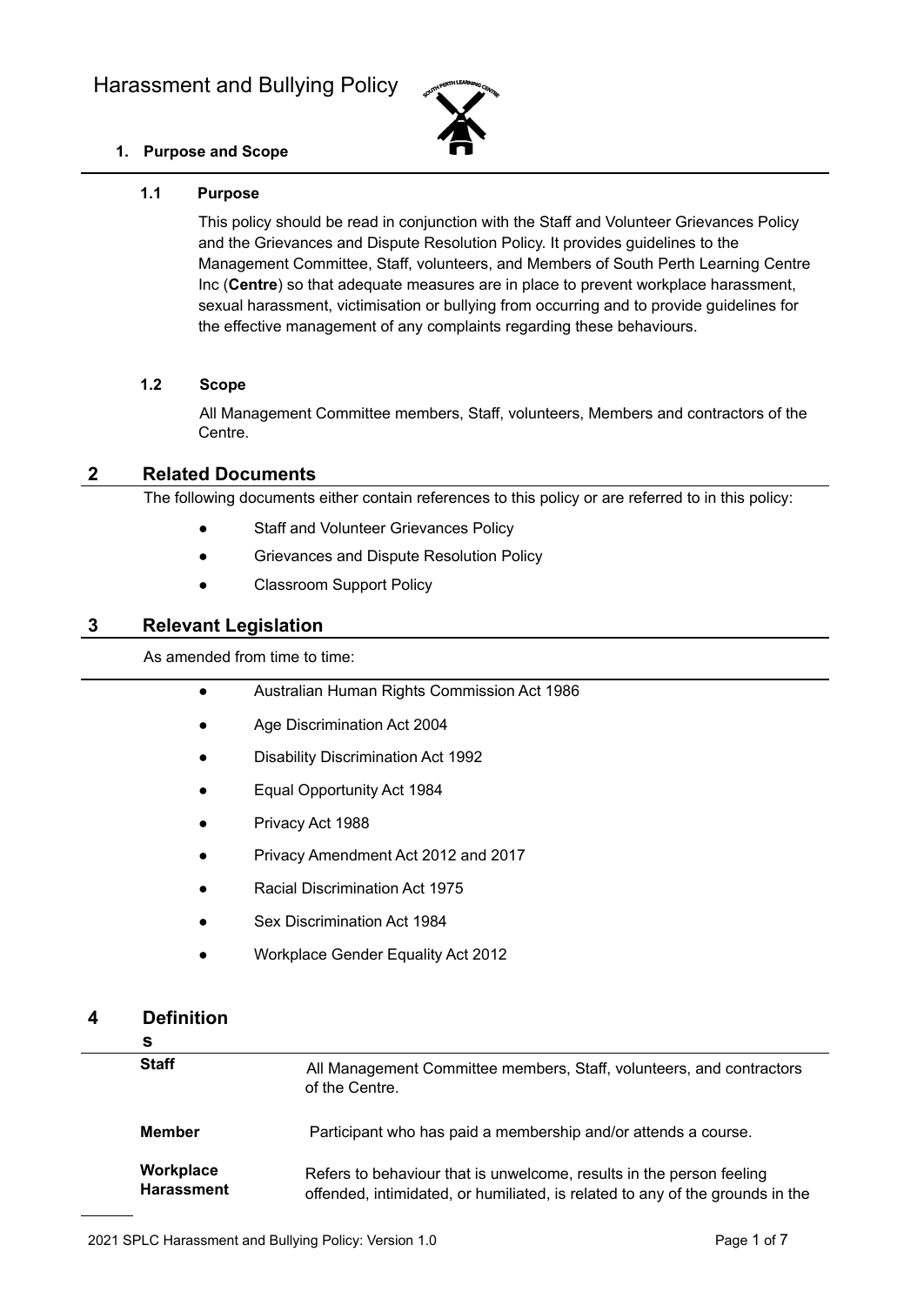# Harassment and Bullying Policy

## 1. Purpose and Scope

### 1.1 Purpose

This policy should be read in conjunction with the Staff and Volunteer Grievances Policy and the Grievances and Dispute Resolution Policy. It provides guidelines to the Management Committee, Staff, volunteers, and Members of South Perth Learning Centre Inc (**Centre**) so that adequate measures are in place to prevent workplace harassment, sexual harassment, victimisation or bullying from occurring and to provide guidelines for the effective management of any complaints regarding these behaviours.

### 1.2 Scope

All Management Committee members, Staff, volunteers, Members and contractors of the Centre.

## 2 Related Documents

The following documents either contain references to this policy or are referred to in this policy:

- Staff and Volunteer Grievances Policy
- Grievances and Dispute Resolution Policy
- Classroom Support Policy

## 3 Relevant Legislation

As amended from time to time:

- Australian Human Rights Commission Act 1986
- Age Discrimination Act 2004
- Disability Discrimination Act 1992
- Equal Opportunity Act 1984
- Privacy Act 1988
- Privacy Amendment Act 2012 and 2017
- Racial Discrimination Act 1975
- Sex Discrimination Act 1984
- Workplace Gender Equality Act 2012

## 4 Definitions

| | |
|---|---|
| **Staff** | All Management Committee members, Staff, volunteers, and contractors of the Centre. |
| **Member** | Participant who has paid a membership and/or attends a course. |
| **Workplace Harassment** | Refers to behaviour that is unwelcome, results in the person feeling offended, intimidated, or humiliated, is related to any of the grounds in the |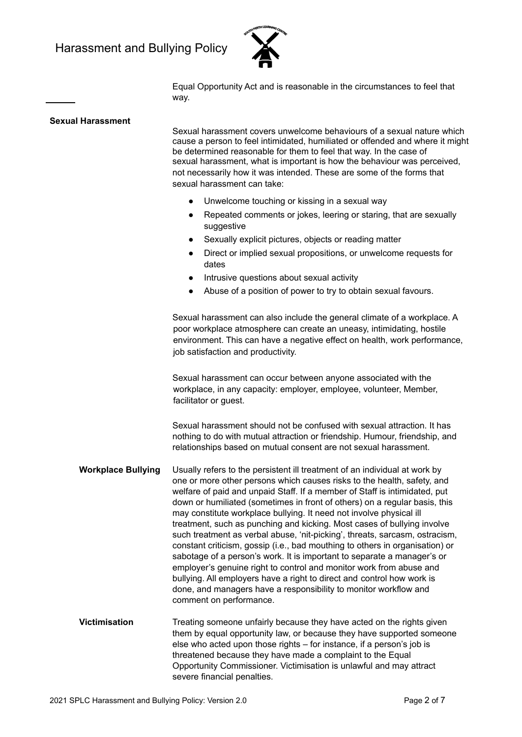Equal Opportunity Act and is reasonable in the circumstances to feel that way.

**Sexual Harassment**

Sexual harassment covers unwelcome behaviours of a sexual nature which cause a person to feel intimidated, humiliated or offended and where it might be determined reasonable for them to feel that way. In the case of sexual harassment, what is important is how the behaviour was perceived, not necessarily how it was intended. These are some of the forms that sexual harassment can take:

- Unwelcome touching or kissing in a sexual way
- Repeated comments or jokes, leering or staring, that are sexually suggestive
- Sexually explicit pictures, objects or reading matter
- Direct or implied sexual propositions, or unwelcome requests for dates
- Intrusive questions about sexual activity
- Abuse of a position of power to try to obtain sexual favours.

Sexual harassment can also include the general climate of a workplace. A poor workplace atmosphere can create an uneasy, intimidating, hostile environment. This can have a negative effect on health, work performance, job satisfaction and productivity.

Sexual harassment can occur between anyone associated with the workplace, in any capacity: employer, employee, volunteer, Member, facilitator or guest.

Sexual harassment should not be confused with sexual attraction. It has nothing to do with mutual attraction or friendship. Humour, friendship, and relationships based on mutual consent are not sexual harassment.

**Workplace Bullying**

Usually refers to the persistent ill treatment of an individual at work by one or more other persons which causes risks to the health, safety, and welfare of paid and unpaid Staff. If a member of Staff is intimidated, put down or humiliated (sometimes in front of others) on a regular basis, this may constitute workplace bullying. It need not involve physical ill treatment, such as punching and kicking. Most cases of bullying involve such treatment as verbal abuse, 'nit-picking', threats, sarcasm, ostracism, constant criticism, gossip (i.e., bad mouthing to others in organisation) or sabotage of a person's work. It is important to separate a manager's or employer's genuine right to control and monitor work from abuse and bullying. All employers have a right to direct and control how work is done, and managers have a responsibility to monitor workflow and comment on performance.

**Victimisation**

Treating someone unfairly because they have acted on the rights given them by equal opportunity law, or because they have supported someone else who acted upon those rights – for instance, if a person's job is threatened because they have made a complaint to the Equal Opportunity Commissioner. Victimisation is unlawful and may attract severe financial penalties.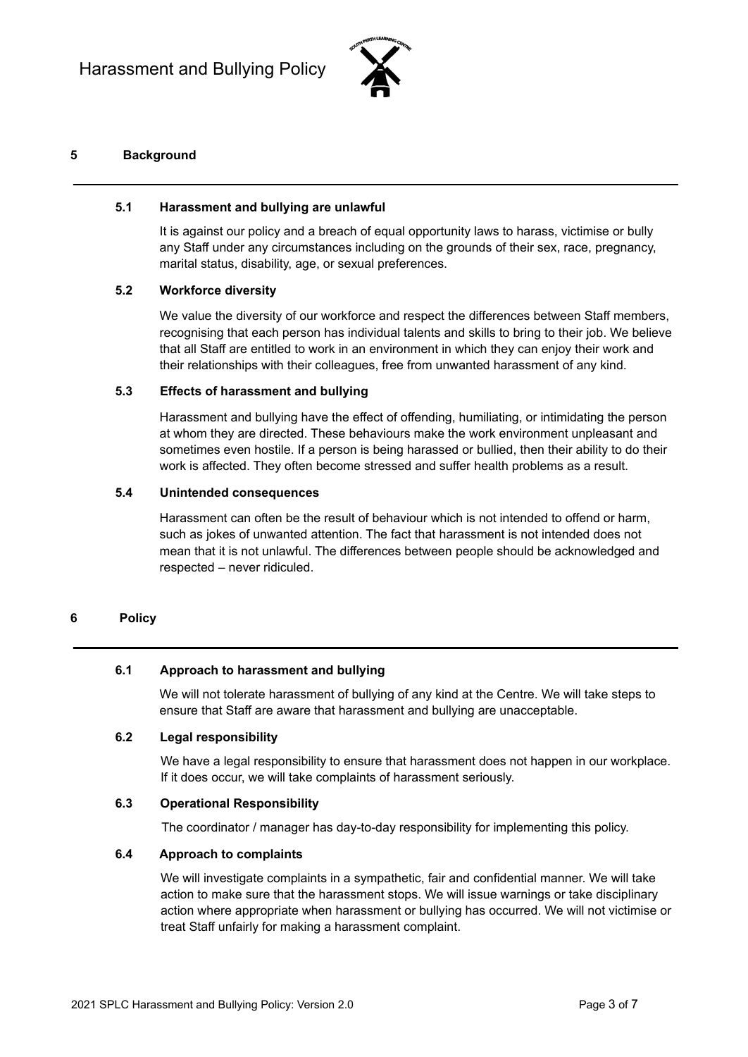## 5 Background

### 5.1 Harassment and bullying are unlawful

It is against our policy and a breach of equal opportunity laws to harass, victimise or bully any Staff under any circumstances including on the grounds of their sex, race, pregnancy, marital status, disability, age, or sexual preferences.

### 5.2 Workforce diversity

We value the diversity of our workforce and respect the differences between Staff members, recognising that each person has individual talents and skills to bring to their job. We believe that all Staff are entitled to work in an environment in which they can enjoy their work and their relationships with their colleagues, free from unwanted harassment of any kind.

### 5.3 Effects of harassment and bullying

Harassment and bullying have the effect of offending, humiliating, or intimidating the person at whom they are directed. These behaviours make the work environment unpleasant and sometimes even hostile. If a person is being harassed or bullied, then their ability to do their work is affected. They often become stressed and suffer health problems as a result.

### 5.4 Unintended consequences

Harassment can often be the result of behaviour which is not intended to offend or harm, such as jokes of unwanted attention. The fact that harassment is not intended does not mean that it is not unlawful. The differences between people should be acknowledged and respected – never ridiculed.

## 6 Policy

### 6.1 Approach to harassment and bullying

We will not tolerate harassment of bullying of any kind at the Centre. We will take steps to ensure that Staff are aware that harassment and bullying are unacceptable.

### 6.2 Legal responsibility

We have a legal responsibility to ensure that harassment does not happen in our workplace. If it does occur, we will take complaints of harassment seriously.

### 6.3 Operational Responsibility

The coordinator / manager has day-to-day responsibility for implementing this policy.

### 6.4 Approach to complaints

We will investigate complaints in a sympathetic, fair and confidential manner. We will take action to make sure that the harassment stops. We will issue warnings or take disciplinary action where appropriate when harassment or bullying has occurred. We will not victimise or treat Staff unfairly for making a harassment complaint.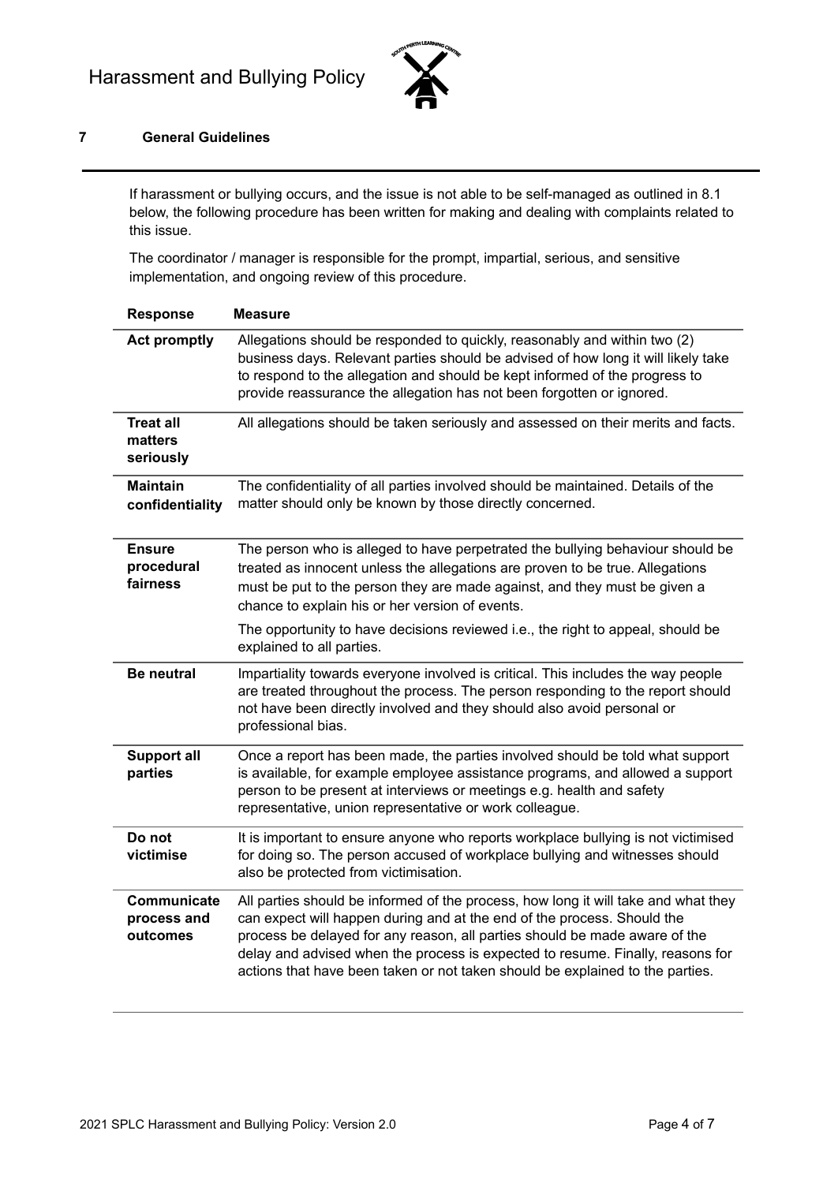## 7 General Guidelines

If harassment or bullying occurs, and the issue is not able to be self-managed as outlined in 8.1 below, the following procedure has been written for making and dealing with complaints related to this issue.

The coordinator / manager is responsible for the prompt, impartial, serious, and sensitive implementation, and ongoing review of this procedure.

| Response | Measure |
|---|---|
| **Act promptly** | Allegations should be responded to quickly, reasonably and within two (2) business days. Relevant parties should be advised of how long it will likely take to respond to the allegation and should be kept informed of the progress to provide reassurance the allegation has not been forgotten or ignored. |
| **Treat all matters seriously** | All allegations should be taken seriously and assessed on their merits and facts. |
| **Maintain confidentiality** | The confidentiality of all parties involved should be maintained. Details of the matter should only be known by those directly concerned. |
| **Ensure procedural fairness** | The person who is alleged to have perpetrated the bullying behaviour should be treated as innocent unless the allegations are proven to be true. Allegations must be put to the person they are made against, and they must be given a chance to explain his or her version of events.<br><br>The opportunity to have decisions reviewed i.e., the right to appeal, should be explained to all parties. |
| **Be neutral** | Impartiality towards everyone involved is critical. This includes the way people are treated throughout the process. The person responding to the report should not have been directly involved and they should also avoid personal or professional bias. |
| **Support all parties** | Once a report has been made, the parties involved should be told what support is available, for example employee assistance programs, and allowed a support person to be present at interviews or meetings e.g. health and safety representative, union representative or work colleague. |
| **Do not victimise** | It is important to ensure anyone who reports workplace bullying is not victimised for doing so. The person accused of workplace bullying and witnesses should also be protected from victimisation. |
| **Communicate process and outcomes** | All parties should be informed of the process, how long it will take and what they can expect will happen during and at the end of the process. Should the process be delayed for any reason, all parties should be made aware of the delay and advised when the process is expected to resume. Finally, reasons for actions that have been taken or not taken should be explained to the parties. |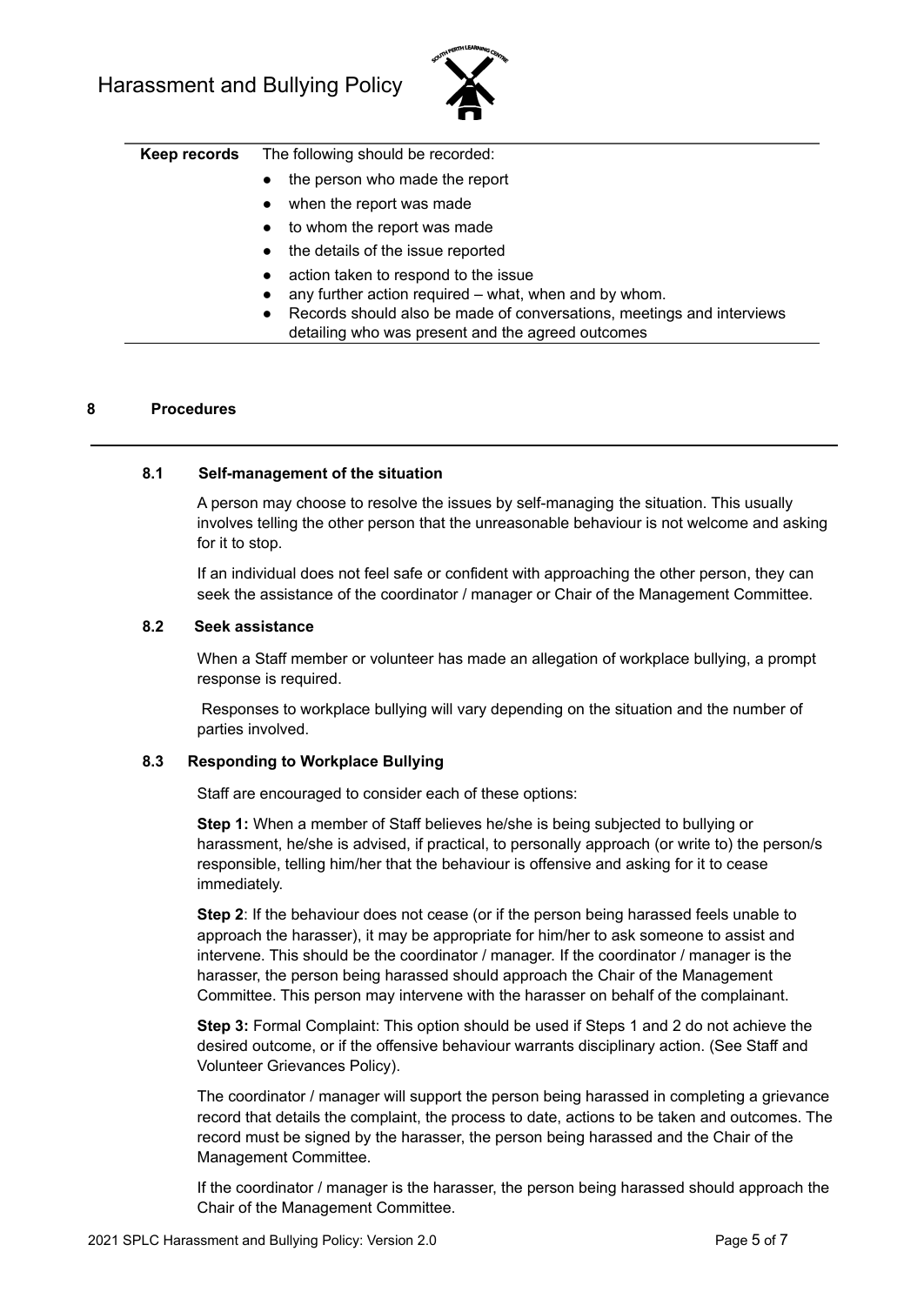| Keep records | The following should be recorded:<br>• the person who made the report<br>• when the report was made<br>• to whom the report was made<br>• the details of the issue reported<br>• action taken to respond to the issue<br>• any further action required – what, when and by whom.<br>• Records should also be made of conversations, meetings and interviews detailing who was present and the agreed outcomes |
|---|---|

## 8 Procedures

### 8.1 Self-management of the situation

A person may choose to resolve the issues by self-managing the situation. This usually involves telling the other person that the unreasonable behaviour is not welcome and asking for it to stop.

If an individual does not feel safe or confident with approaching the other person, they can seek the assistance of the coordinator / manager or Chair of the Management Committee.

### 8.2 Seek assistance

When a Staff member or volunteer has made an allegation of workplace bullying, a prompt response is required.

Responses to workplace bullying will vary depending on the situation and the number of parties involved.

### 8.3 Responding to Workplace Bullying

Staff are encouraged to consider each of these options:

**Step 1:** When a member of Staff believes he/she is being subjected to bullying or harassment, he/she is advised, if practical, to personally approach (or write to) the person/s responsible, telling him/her that the behaviour is offensive and asking for it to cease immediately.

**Step 2**: If the behaviour does not cease (or if the person being harassed feels unable to approach the harasser), it may be appropriate for him/her to ask someone to assist and intervene. This should be the coordinator / manager. If the coordinator / manager is the harasser, the person being harassed should approach the Chair of the Management Committee. This person may intervene with the harasser on behalf of the complainant.

**Step 3:** Formal Complaint: This option should be used if Steps 1 and 2 do not achieve the desired outcome, or if the offensive behaviour warrants disciplinary action. (See Staff and Volunteer Grievances Policy).

The coordinator / manager will support the person being harassed in completing a grievance record that details the complaint, the process to date, actions to be taken and outcomes. The record must be signed by the harasser, the person being harassed and the Chair of the Management Committee.

If the coordinator / manager is the harasser, the person being harassed should approach the Chair of the Management Committee.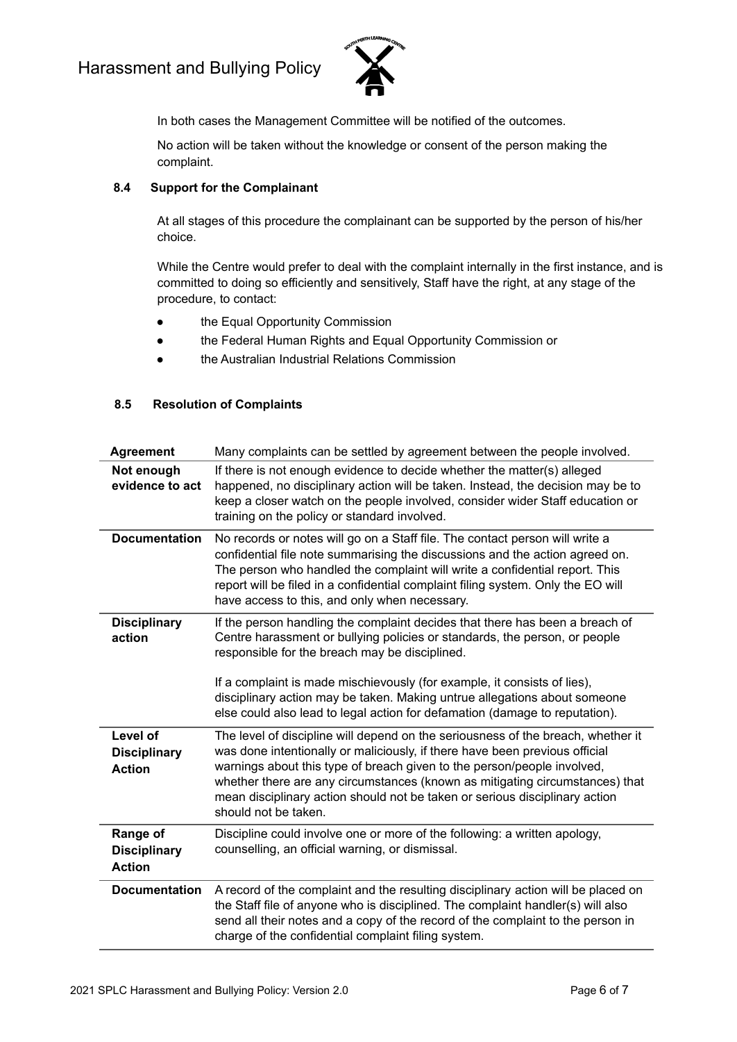In both cases the Management Committee will be notified of the outcomes.

No action will be taken without the knowledge or consent of the person making the complaint.

### 8.4 Support for the Complainant

At all stages of this procedure the complainant can be supported by the person of his/her choice.

While the Centre would prefer to deal with the complaint internally in the first instance, and is committed to doing so efficiently and sensitively, Staff have the right, at any stage of the procedure, to contact:

- the Equal Opportunity Commission
- the Federal Human Rights and Equal Opportunity Commission or
- the Australian Industrial Relations Commission

### 8.5 Resolution of Complaints

| **Agreement** | Many complaints can be settled by agreement between the people involved. |
|---|---|
| **Not enough evidence to act** | If there is not enough evidence to decide whether the matter(s) alleged happened, no disciplinary action will be taken. Instead, the decision may be to keep a closer watch on the people involved, consider wider Staff education or training on the policy or standard involved. |
| **Documentation** | No records or notes will go on a Staff file. The contact person will write a confidential file note summarising the discussions and the action agreed on. The person who handled the complaint will write a confidential report. This report will be filed in a confidential complaint filing system. Only the EO will have access to this, and only when necessary. |
| **Disciplinary action** | If the person handling the complaint decides that there has been a breach of Centre harassment or bullying policies or standards, the person, or people responsible for the breach may be disciplined.<br><br>If a complaint is made mischievously (for example, it consists of lies), disciplinary action may be taken. Making untrue allegations about someone else could also lead to legal action for defamation (damage to reputation). |
| **Level of Disciplinary Action** | The level of discipline will depend on the seriousness of the breach, whether it was done intentionally or maliciously, if there have been previous official warnings about this type of breach given to the person/people involved, whether there are any circumstances (known as mitigating circumstances) that mean disciplinary action should not be taken or serious disciplinary action should not be taken. |
| **Range of Disciplinary Action** | Discipline could involve one or more of the following: a written apology, counselling, an official warning, or dismissal. |
| **Documentation** | A record of the complaint and the resulting disciplinary action will be placed on the Staff file of anyone who is disciplined. The complaint handler(s) will also send all their notes and a copy of the record of the complaint to the person in charge of the confidential complaint filing system. |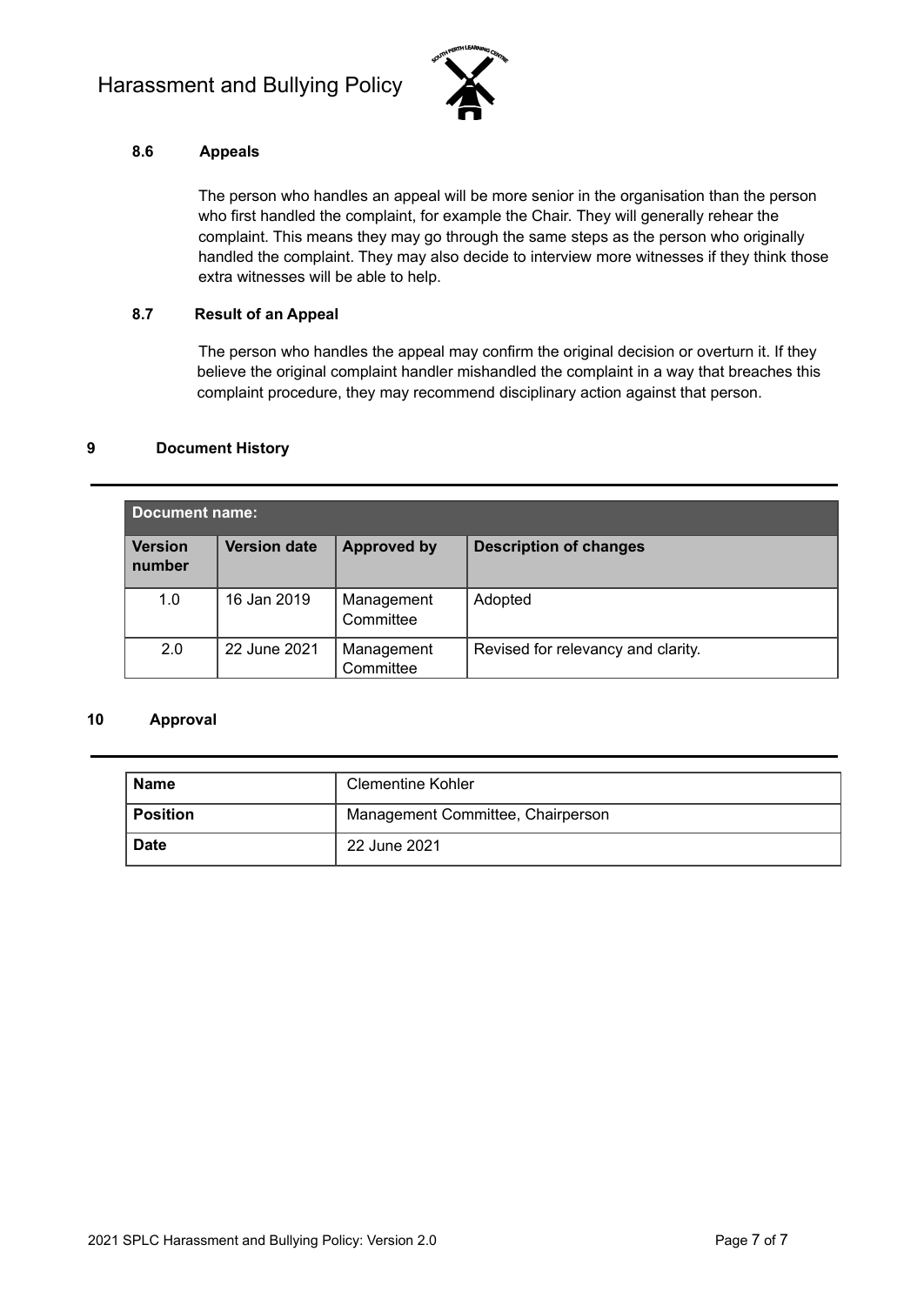### 8.6 Appeals

The person who handles an appeal will be more senior in the organisation than the person who first handled the complaint, for example the Chair. They will generally rehear the complaint. This means they may go through the same steps as the person who originally handled the complaint. They may also decide to interview more witnesses if they think those extra witnesses will be able to help.

### 8.7 Result of an Appeal

The person who handles the appeal may confirm the original decision or overturn it. If they believe the original complaint handler mishandled the complaint in a way that breaches this complaint procedure, they may recommend disciplinary action against that person.

## 9 Document History

| Document name: | | | |
|---|---|---|---|
| **Version number** | **Version date** | **Approved by** | **Description of changes** |
| 1.0 | 16 Jan 2019 | Management Committee | Adopted |
| 2.0 | 22 June 2021 | Management Committee | Revised for relevancy and clarity. |

## 10 Approval

| | |
|---|---|
| **Name** | Clementine Kohler |
| **Position** | Management Committee, Chairperson |
| **Date** | 22 June 2021 |